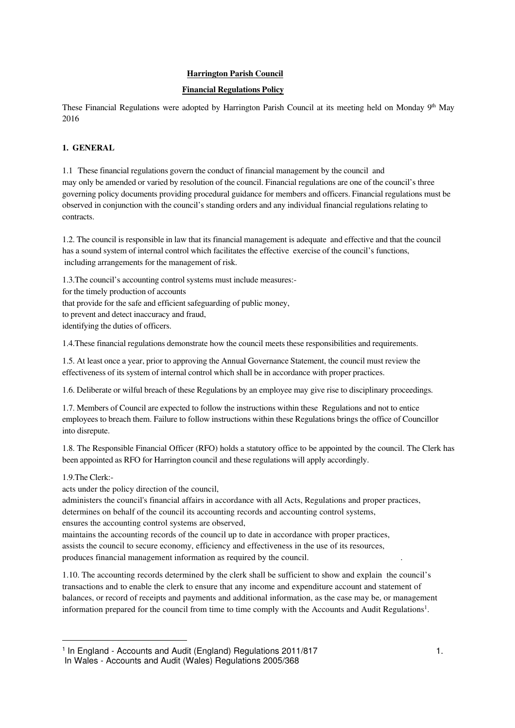**Harrington Parish Council**

**Financial Regulations Policy**

These Financial Regulations were adopted by Harrington Parish Council at its meeting held on Monday 9th May 2016

**1. GENERAL**

1.1 These financial regulations govern the conduct of financial management by the council and may only be amended or varied by resolution of the council. Financial regulations are one of the council's three governing policy documents providing procedural guidance for members and officers. Financial regulations must be observed in conjunction with the council's standing orders and any individual financial regulations relating to contracts.

1.2. The council is responsible in law that its financial management is adequate and effective and that the council has a sound system of internal control which facilitates the effective exercise of the council's functions, including arrangements for the management of risk.

1.3.The council's accounting control systems must include measures:-

for the timely production of accounts

that provide for the safe and efficient safeguarding of public money,

to prevent and detect inaccuracy and fraud,

identifying the duties of officers.

1.4.These financial regulations demonstrate how the council meets these responsibilities and requirements.

1.5. At least once a year, prior to approving the Annual Governance Statement, the council must review the effectiveness of its system of internal control which shall be in accordance with proper practices.

1.6. Deliberate or wilful breach of these Regulations by an employee may give rise to disciplinary proceedings.

1.7. Members of Council are expected to follow the instructions within these Regulations and not to entice employees to breach them. Failure to follow instructions within these Regulations brings the office of Councillor into disrepute.

1.8. The Responsible Financial Officer (RFO) holds a statutory office to be appointed by the council. The Clerk has been appointed as RFO for Harrington council and these regulations will apply accordingly.

1.9.The Clerk:-

acts under the policy direction of the council,

administers the council's financial affairs in accordance with all Acts, Regulations and proper practices,

determines on behalf of the council its accounting records and accounting control systems,

ensures the accounting control systems are observed,

maintains the accounting records of the council up to date in accordance with proper practices,

assists the council to secure economy, efficiency and effectiveness in the use of its resources,

produces financial management information as required by the council.

1.10. The accounting records determined by the clerk shall be sufficient to show and explain the council's transactions and to enable the clerk to ensure that any income and expenditure account and statement of balances, or record of receipts and payments and additional information, as the case may be, or management information prepared for the council from time to time comply with the Accounts and Audit Regulations[1].

[1] In England - Accounts and Audit (England) Regulations 2011/817
In Wales - Accounts and Audit (Wales) Regulations 2005/368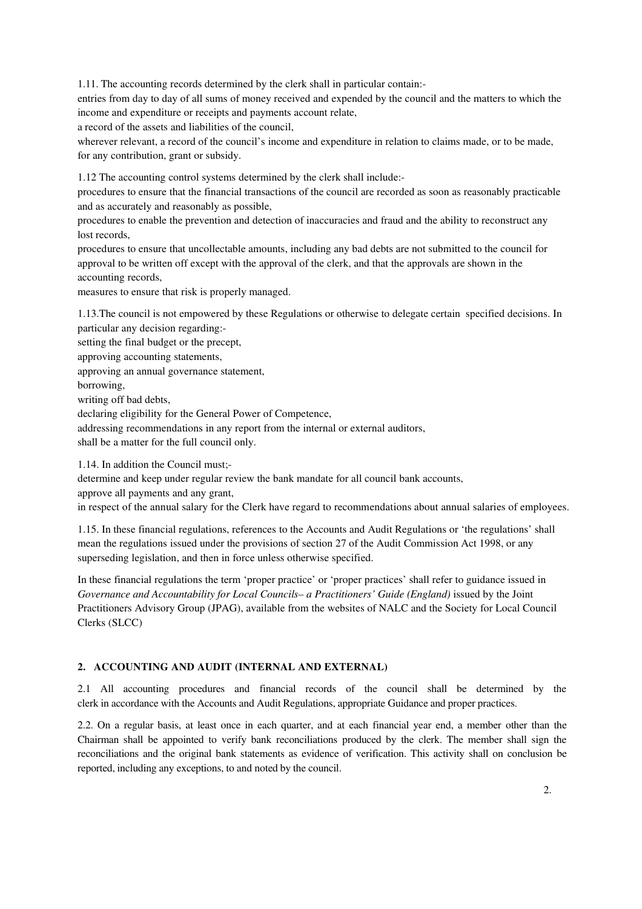1.11. The accounting records determined by the clerk shall in particular contain:-

entries from day to day of all sums of money received and expended by the council and the matters to which the income and expenditure or receipts and payments account relate,

a record of the assets and liabilities of the council,

wherever relevant, a record of the council's income and expenditure in relation to claims made, or to be made, for any contribution, grant or subsidy.

1.12 The accounting control systems determined by the clerk shall include:-

procedures to ensure that the financial transactions of the council are recorded as soon as reasonably practicable and as accurately and reasonably as possible,

procedures to enable the prevention and detection of inaccuracies and fraud and the ability to reconstruct any lost records,

procedures to ensure that uncollectable amounts, including any bad debts are not submitted to the council for approval to be written off except with the approval of the clerk, and that the approvals are shown in the accounting records,

measures to ensure that risk is properly managed.

1.13.The council is not empowered by these Regulations or otherwise to delegate certain specified decisions. In particular any decision regarding:-

setting the final budget or the precept,

approving accounting statements,

approving an annual governance statement,

borrowing,

writing off bad debts,

declaring eligibility for the General Power of Competence,

addressing recommendations in any report from the internal or external auditors,

shall be a matter for the full council only.

1.14. In addition the Council must;-

determine and keep under regular review the bank mandate for all council bank accounts,

approve all payments and any grant,

in respect of the annual salary for the Clerk have regard to recommendations about annual salaries of employees.

1.15. In these financial regulations, references to the Accounts and Audit Regulations or 'the regulations' shall mean the regulations issued under the provisions of section 27 of the Audit Commission Act 1998, or any superseding legislation, and then in force unless otherwise specified.

In these financial regulations the term 'proper practice' or 'proper practices' shall refer to guidance issued in *Governance and Accountability for Local Councils– a Practitioners' Guide (England)* issued by the Joint Practitioners Advisory Group (JPAG), available from the websites of NALC and the Society for Local Council Clerks (SLCC)

## 2. ACCOUNTING AND AUDIT (INTERNAL AND EXTERNAL)

2.1 All accounting procedures and financial records of the council shall be determined by the clerk in accordance with the Accounts and Audit Regulations, appropriate Guidance and proper practices.

2.2. On a regular basis, at least once in each quarter, and at each financial year end, a member other than the Chairman shall be appointed to verify bank reconciliations produced by the clerk. The member shall sign the reconciliations and the original bank statements as evidence of verification. This activity shall on conclusion be reported, including any exceptions, to and noted by the council.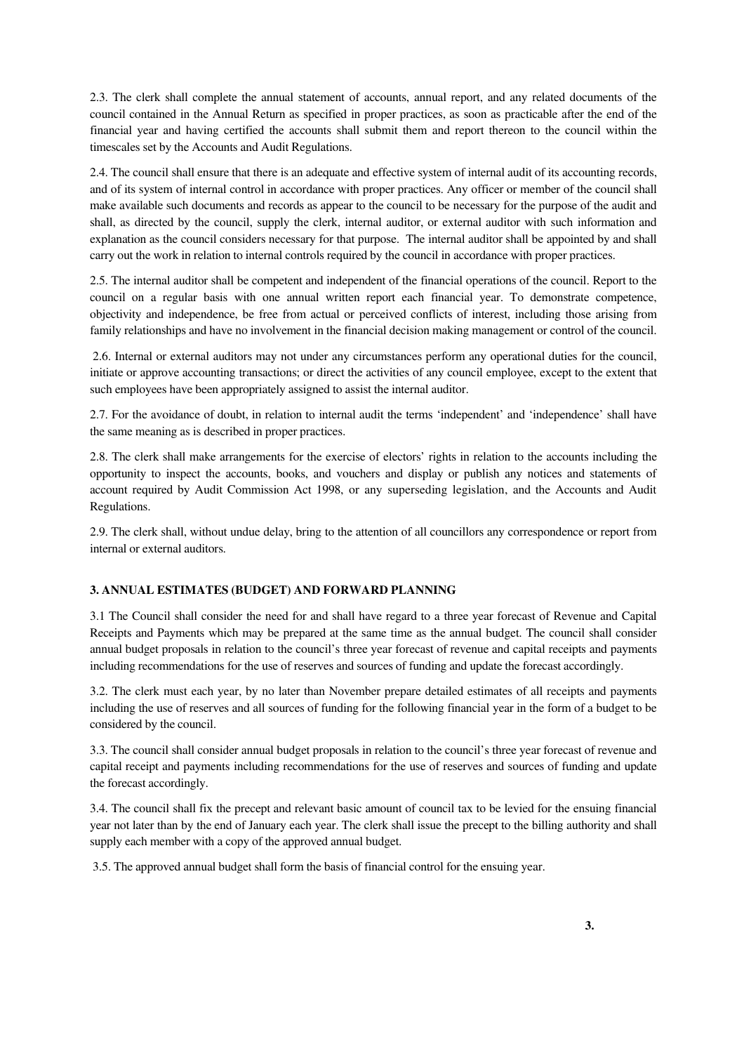2.3. The clerk shall complete the annual statement of accounts, annual report, and any related documents of the council contained in the Annual Return as specified in proper practices, as soon as practicable after the end of the financial year and having certified the accounts shall submit them and report thereon to the council within the timescales set by the Accounts and Audit Regulations.

2.4. The council shall ensure that there is an adequate and effective system of internal audit of its accounting records, and of its system of internal control in accordance with proper practices. Any officer or member of the council shall make available such documents and records as appear to the council to be necessary for the purpose of the audit and shall, as directed by the council, supply the clerk, internal auditor, or external auditor with such information and explanation as the council considers necessary for that purpose. The internal auditor shall be appointed by and shall carry out the work in relation to internal controls required by the council in accordance with proper practices.

2.5. The internal auditor shall be competent and independent of the financial operations of the council. Report to the council on a regular basis with one annual written report each financial year. To demonstrate competence, objectivity and independence, be free from actual or perceived conflicts of interest, including those arising from family relationships and have no involvement in the financial decision making management or control of the council.

2.6. Internal or external auditors may not under any circumstances perform any operational duties for the council, initiate or approve accounting transactions; or direct the activities of any council employee, except to the extent that such employees have been appropriately assigned to assist the internal auditor.

2.7. For the avoidance of doubt, in relation to internal audit the terms 'independent' and 'independence' shall have the same meaning as is described in proper practices.

2.8. The clerk shall make arrangements for the exercise of electors' rights in relation to the accounts including the opportunity to inspect the accounts, books, and vouchers and display or publish any notices and statements of account required by Audit Commission Act 1998, or any superseding legislation, and the Accounts and Audit Regulations.

2.9. The clerk shall, without undue delay, bring to the attention of all councillors any correspondence or report from internal or external auditors.

## 3. ANNUAL ESTIMATES (BUDGET) AND FORWARD PLANNING

3.1 The Council shall consider the need for and shall have regard to a three year forecast of Revenue and Capital Receipts and Payments which may be prepared at the same time as the annual budget. The council shall consider annual budget proposals in relation to the council's three year forecast of revenue and capital receipts and payments including recommendations for the use of reserves and sources of funding and update the forecast accordingly.

3.2. The clerk must each year, by no later than November prepare detailed estimates of all receipts and payments including the use of reserves and all sources of funding for the following financial year in the form of a budget to be considered by the council.

3.3. The council shall consider annual budget proposals in relation to the council's three year forecast of revenue and capital receipt and payments including recommendations for the use of reserves and sources of funding and update the forecast accordingly.

3.4. The council shall fix the precept and relevant basic amount of council tax to be levied for the ensuing financial year not later than by the end of January each year. The clerk shall issue the precept to the billing authority and shall supply each member with a copy of the approved annual budget.

3.5. The approved annual budget shall form the basis of financial control for the ensuing year.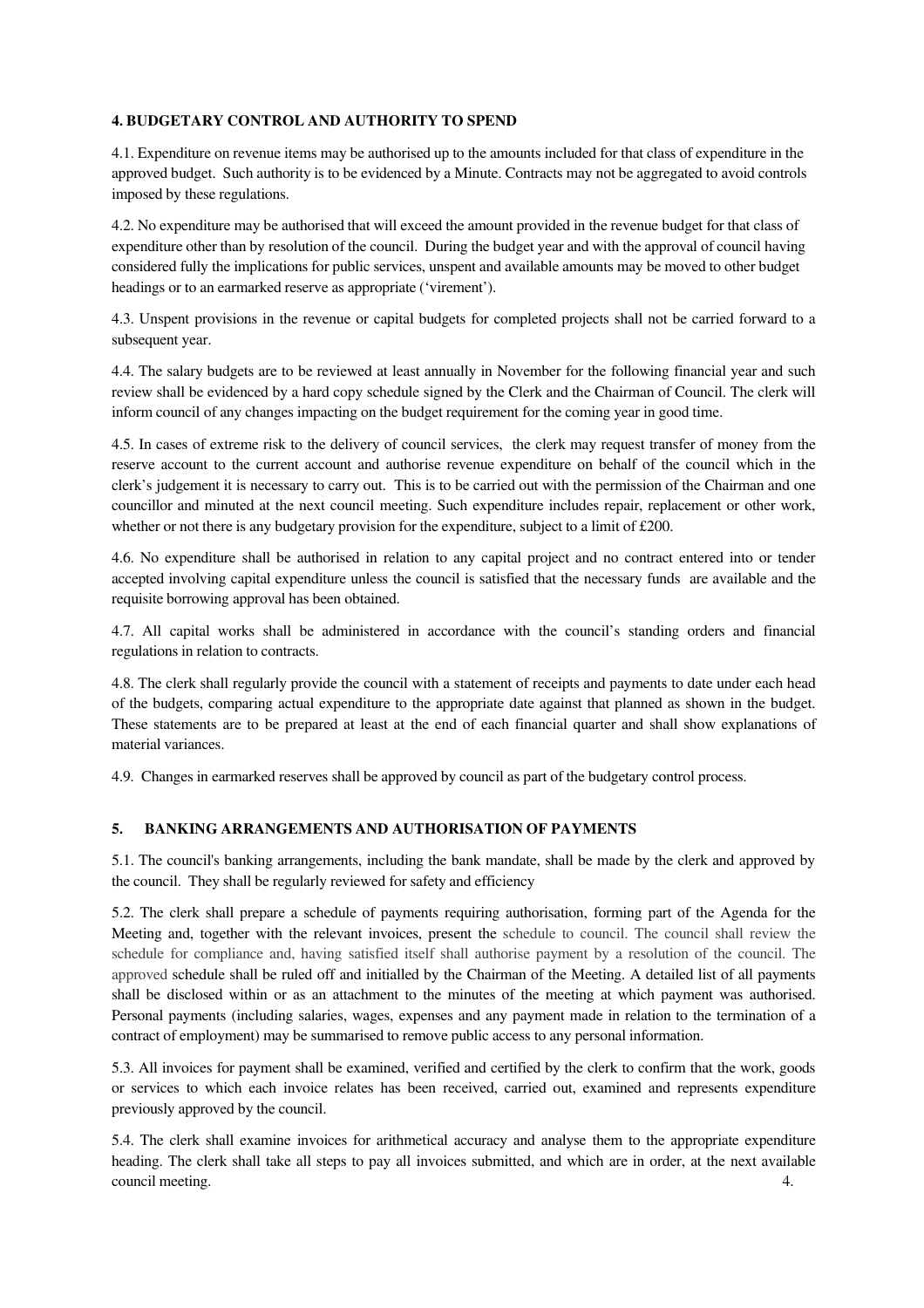## 4. BUDGETARY CONTROL AND AUTHORITY TO SPEND

4.1. Expenditure on revenue items may be authorised up to the amounts included for that class of expenditure in the approved budget. Such authority is to be evidenced by a Minute. Contracts may not be aggregated to avoid controls imposed by these regulations.

4.2. No expenditure may be authorised that will exceed the amount provided in the revenue budget for that class of expenditure other than by resolution of the council. During the budget year and with the approval of council having considered fully the implications for public services, unspent and available amounts may be moved to other budget headings or to an earmarked reserve as appropriate ('virement').

4.3. Unspent provisions in the revenue or capital budgets for completed projects shall not be carried forward to a subsequent year.

4.4. The salary budgets are to be reviewed at least annually in November for the following financial year and such review shall be evidenced by a hard copy schedule signed by the Clerk and the Chairman of Council. The clerk will inform council of any changes impacting on the budget requirement for the coming year in good time.

4.5. In cases of extreme risk to the delivery of council services, the clerk may request transfer of money from the reserve account to the current account and authorise revenue expenditure on behalf of the council which in the clerk's judgement it is necessary to carry out. This is to be carried out with the permission of the Chairman and one councillor and minuted at the next council meeting. Such expenditure includes repair, replacement or other work, whether or not there is any budgetary provision for the expenditure, subject to a limit of £200.

4.6. No expenditure shall be authorised in relation to any capital project and no contract entered into or tender accepted involving capital expenditure unless the council is satisfied that the necessary funds are available and the requisite borrowing approval has been obtained.

4.7. All capital works shall be administered in accordance with the council's standing orders and financial regulations in relation to contracts.

4.8. The clerk shall regularly provide the council with a statement of receipts and payments to date under each head of the budgets, comparing actual expenditure to the appropriate date against that planned as shown in the budget. These statements are to be prepared at least at the end of each financial quarter and shall show explanations of material variances.

4.9. Changes in earmarked reserves shall be approved by council as part of the budgetary control process.

## 5. BANKING ARRANGEMENTS AND AUTHORISATION OF PAYMENTS

5.1. The council's banking arrangements, including the bank mandate, shall be made by the clerk and approved by the council. They shall be regularly reviewed for safety and efficiency

5.2. The clerk shall prepare a schedule of payments requiring authorisation, forming part of the Agenda for the Meeting and, together with the relevant invoices, present the schedule to council. The council shall review the schedule for compliance and, having satisfied itself shall authorise payment by a resolution of the council. The approved schedule shall be ruled off and initialled by the Chairman of the Meeting. A detailed list of all payments shall be disclosed within or as an attachment to the minutes of the meeting at which payment was authorised. Personal payments (including salaries, wages, expenses and any payment made in relation to the termination of a contract of employment) may be summarised to remove public access to any personal information.

5.3. All invoices for payment shall be examined, verified and certified by the clerk to confirm that the work, goods or services to which each invoice relates has been received, carried out, examined and represents expenditure previously approved by the council.

5.4. The clerk shall examine invoices for arithmetical accuracy and analyse them to the appropriate expenditure heading. The clerk shall take all steps to pay all invoices submitted, and which are in order, at the next available council meeting.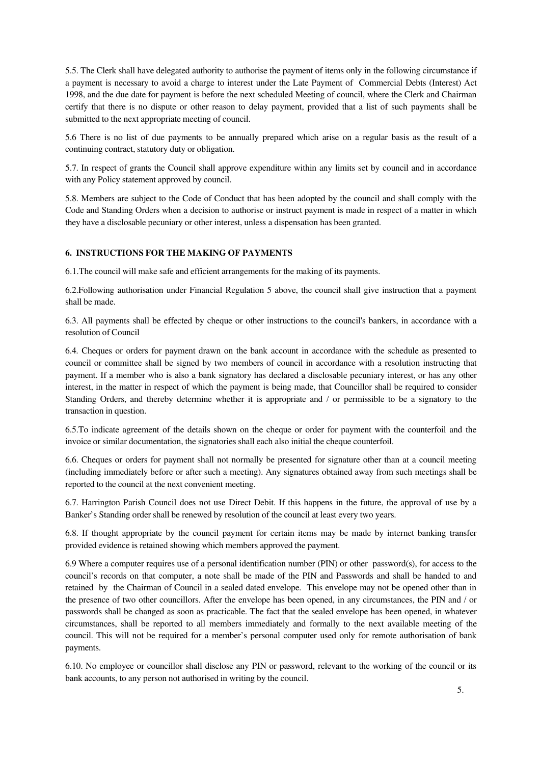5.5. The Clerk shall have delegated authority to authorise the payment of items only in the following circumstance if a payment is necessary to avoid a charge to interest under the Late Payment of Commercial Debts (Interest) Act 1998, and the due date for payment is before the next scheduled Meeting of council, where the Clerk and Chairman certify that there is no dispute or other reason to delay payment, provided that a list of such payments shall be submitted to the next appropriate meeting of council.

5.6 There is no list of due payments to be annually prepared which arise on a regular basis as the result of a continuing contract, statutory duty or obligation.

5.7. In respect of grants the Council shall approve expenditure within any limits set by council and in accordance with any Policy statement approved by council.

5.8. Members are subject to the Code of Conduct that has been adopted by the council and shall comply with the Code and Standing Orders when a decision to authorise or instruct payment is made in respect of a matter in which they have a disclosable pecuniary or other interest, unless a dispensation has been granted.

**6. INSTRUCTIONS FOR THE MAKING OF PAYMENTS**

6.1.The council will make safe and efficient arrangements for the making of its payments.

6.2.Following authorisation under Financial Regulation 5 above, the council shall give instruction that a payment shall be made.

6.3. All payments shall be effected by cheque or other instructions to the council's bankers, in accordance with a resolution of Council

6.4. Cheques or orders for payment drawn on the bank account in accordance with the schedule as presented to council or committee shall be signed by two members of council in accordance with a resolution instructing that payment. If a member who is also a bank signatory has declared a disclosable pecuniary interest, or has any other interest, in the matter in respect of which the payment is being made, that Councillor shall be required to consider Standing Orders, and thereby determine whether it is appropriate and / or permissible to be a signatory to the transaction in question.

6.5.To indicate agreement of the details shown on the cheque or order for payment with the counterfoil and the invoice or similar documentation, the signatories shall each also initial the cheque counterfoil.

6.6. Cheques or orders for payment shall not normally be presented for signature other than at a council meeting (including immediately before or after such a meeting). Any signatures obtained away from such meetings shall be reported to the council at the next convenient meeting.

6.7. Harrington Parish Council does not use Direct Debit. If this happens in the future, the approval of use by a Banker's Standing order shall be renewed by resolution of the council at least every two years.

6.8. If thought appropriate by the council payment for certain items may be made by internet banking transfer provided evidence is retained showing which members approved the payment.

6.9 Where a computer requires use of a personal identification number (PIN) or other password(s), for access to the council's records on that computer, a note shall be made of the PIN and Passwords and shall be handed to and retained by the Chairman of Council in a sealed dated envelope. This envelope may not be opened other than in the presence of two other councillors. After the envelope has been opened, in any circumstances, the PIN and / or passwords shall be changed as soon as practicable. The fact that the sealed envelope has been opened, in whatever circumstances, shall be reported to all members immediately and formally to the next available meeting of the council. This will not be required for a member's personal computer used only for remote authorisation of bank payments.

6.10. No employee or councillor shall disclose any PIN or password, relevant to the working of the council or its bank accounts, to any person not authorised in writing by the council.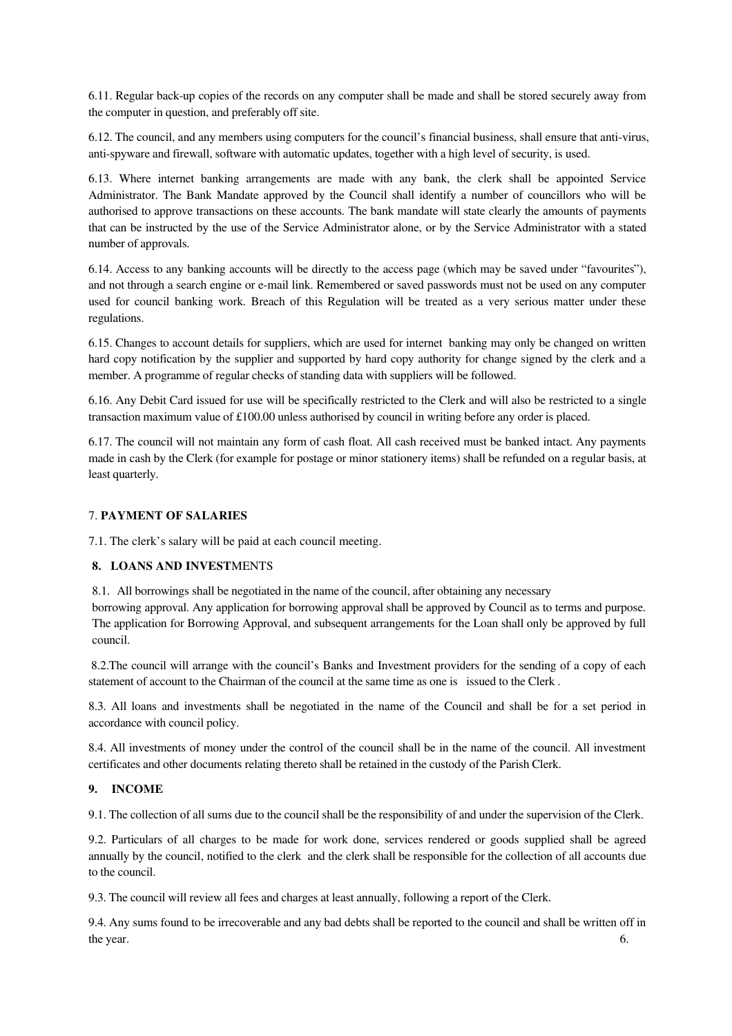6.11. Regular back-up copies of the records on any computer shall be made and shall be stored securely away from the computer in question, and preferably off site.

6.12. The council, and any members using computers for the council's financial business, shall ensure that anti-virus, anti-spyware and firewall, software with automatic updates, together with a high level of security, is used.

6.13. Where internet banking arrangements are made with any bank, the clerk shall be appointed Service Administrator. The Bank Mandate approved by the Council shall identify a number of councillors who will be authorised to approve transactions on these accounts. The bank mandate will state clearly the amounts of payments that can be instructed by the use of the Service Administrator alone, or by the Service Administrator with a stated number of approvals.

6.14. Access to any banking accounts will be directly to the access page (which may be saved under "favourites"), and not through a search engine or e-mail link. Remembered or saved passwords must not be used on any computer used for council banking work. Breach of this Regulation will be treated as a very serious matter under these regulations.

6.15. Changes to account details for suppliers, which are used for internet banking may only be changed on written hard copy notification by the supplier and supported by hard copy authority for change signed by the clerk and a member. A programme of regular checks of standing data with suppliers will be followed.

6.16. Any Debit Card issued for use will be specifically restricted to the Clerk and will also be restricted to a single transaction maximum value of £100.00 unless authorised by council in writing before any order is placed.

6.17. The council will not maintain any form of cash float. All cash received must be banked intact. Any payments made in cash by the Clerk (for example for postage or minor stationery items) shall be refunded on a regular basis, at least quarterly.

## 7. PAYMENT OF SALARIES

7.1. The clerk's salary will be paid at each council meeting.

## 8. LOANS AND INVESTMENTS

8.1. All borrowings shall be negotiated in the name of the council, after obtaining any necessary borrowing approval. Any application for borrowing approval shall be approved by Council as to terms and purpose. The application for Borrowing Approval, and subsequent arrangements for the Loan shall only be approved by full council.

8.2. The council will arrange with the council's Banks and Investment providers for the sending of a copy of each statement of account to the Chairman of the council at the same time as one is issued to the Clerk .

8.3. All loans and investments shall be negotiated in the name of the Council and shall be for a set period in accordance with council policy.

8.4. All investments of money under the control of the council shall be in the name of the council. All investment certificates and other documents relating thereto shall be retained in the custody of the Parish Clerk.

## 9. INCOME

9.1. The collection of all sums due to the council shall be the responsibility of and under the supervision of the Clerk.

9.2. Particulars of all charges to be made for work done, services rendered or goods supplied shall be agreed annually by the council, notified to the clerk and the clerk shall be responsible for the collection of all accounts due to the council.

9.3. The council will review all fees and charges at least annually, following a report of the Clerk.

9.4. Any sums found to be irrecoverable and any bad debts shall be reported to the council and shall be written off in the year.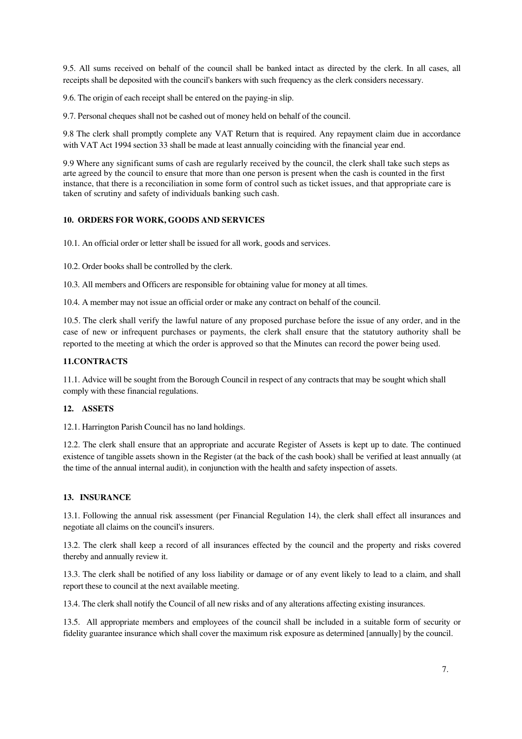9.5. All sums received on behalf of the council shall be banked intact as directed by the clerk. In all cases, all receipts shall be deposited with the council's bankers with such frequency as the clerk considers necessary.

9.6. The origin of each receipt shall be entered on the paying-in slip.

9.7. Personal cheques shall not be cashed out of money held on behalf of the council.

9.8 The clerk shall promptly complete any VAT Return that is required. Any repayment claim due in accordance with VAT Act 1994 section 33 shall be made at least annually coinciding with the financial year end.

9.9 Where any significant sums of cash are regularly received by the council, the clerk shall take such steps as arte agreed by the council to ensure that more than one person is present when the cash is counted in the first instance, that there is a reconciliation in some form of control such as ticket issues, and that appropriate care is taken of scrutiny and safety of individuals banking such cash.

## 10. ORDERS FOR WORK, GOODS AND SERVICES

10.1. An official order or letter shall be issued for all work, goods and services.

10.2. Order books shall be controlled by the clerk.

10.3. All members and Officers are responsible for obtaining value for money at all times.

10.4. A member may not issue an official order or make any contract on behalf of the council.

10.5. The clerk shall verify the lawful nature of any proposed purchase before the issue of any order, and in the case of new or infrequent purchases or payments, the clerk shall ensure that the statutory authority shall be reported to the meeting at which the order is approved so that the Minutes can record the power being used.

## 11.CONTRACTS

11.1. Advice will be sought from the Borough Council in respect of any contracts that may be sought which shall comply with these financial regulations.

## 12. ASSETS

12.1. Harrington Parish Council has no land holdings.

12.2. The clerk shall ensure that an appropriate and accurate Register of Assets is kept up to date. The continued existence of tangible assets shown in the Register (at the back of the cash book) shall be verified at least annually (at the time of the annual internal audit), in conjunction with the health and safety inspection of assets.

## 13. INSURANCE

13.1. Following the annual risk assessment (per Financial Regulation 14), the clerk shall effect all insurances and negotiate all claims on the council's insurers.

13.2. The clerk shall keep a record of all insurances effected by the council and the property and risks covered thereby and annually review it.

13.3. The clerk shall be notified of any loss liability or damage or of any event likely to lead to a claim, and shall report these to council at the next available meeting.

13.4. The clerk shall notify the Council of all new risks and of any alterations affecting existing insurances.

13.5. All appropriate members and employees of the council shall be included in a suitable form of security or fidelity guarantee insurance which shall cover the maximum risk exposure as determined [annually] by the council.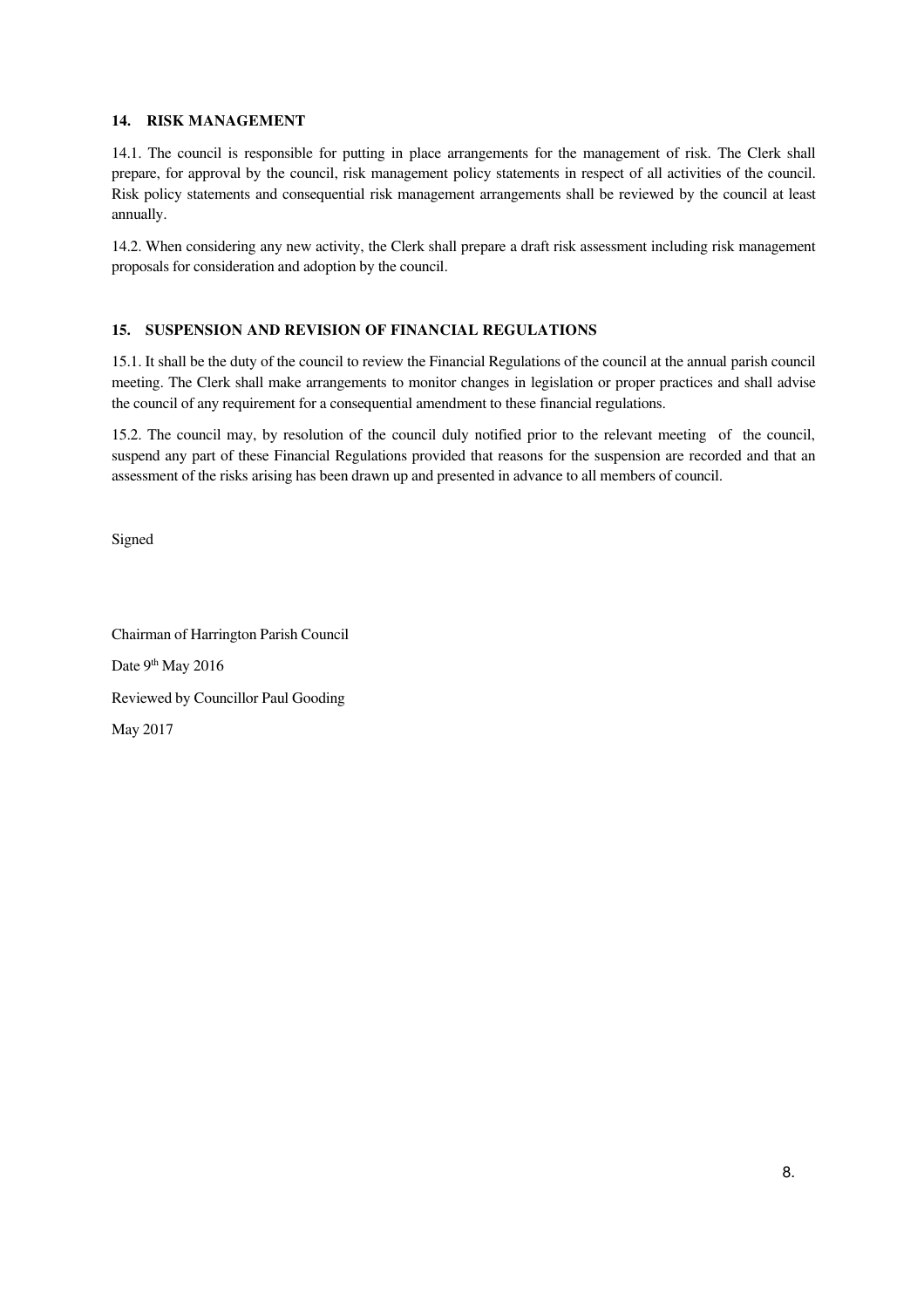## 14. RISK MANAGEMENT

14.1. The council is responsible for putting in place arrangements for the management of risk. The Clerk shall prepare, for approval by the council, risk management policy statements in respect of all activities of the council. Risk policy statements and consequential risk management arrangements shall be reviewed by the council at least annually.

14.2. When considering any new activity, the Clerk shall prepare a draft risk assessment including risk management proposals for consideration and adoption by the council.

## 15. SUSPENSION AND REVISION OF FINANCIAL REGULATIONS

15.1. It shall be the duty of the council to review the Financial Regulations of the council at the annual parish council meeting. The Clerk shall make arrangements to monitor changes in legislation or proper practices and shall advise the council of any requirement for a consequential amendment to these financial regulations.

15.2. The council may, by resolution of the council duly notified prior to the relevant meeting of the council, suspend any part of these Financial Regulations provided that reasons for the suspension are recorded and that an assessment of the risks arising has been drawn up and presented in advance to all members of council.

Signed

Chairman of Harrington Parish Council

Date 9th May 2016

Reviewed by Councillor Paul Gooding

May 2017